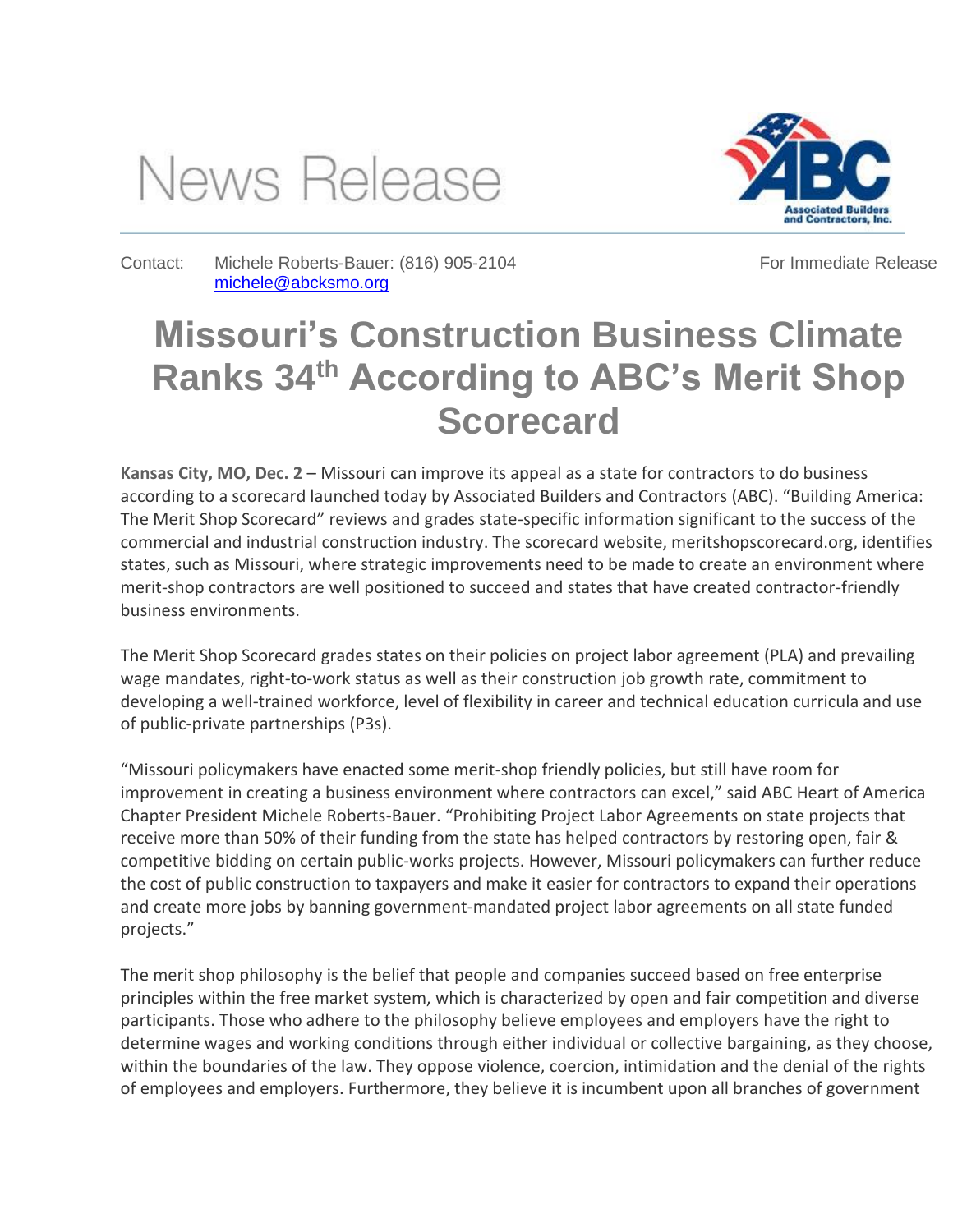News Release

Contact: Michele Roberts-Bauer: (816) 905-2104 michele@abcksmo.org

For Immediate Release

# Missouri's Construction Business Climate Ranks 34th According to ABC's Merit Shop Scorecard

**Kansas City, MO, Dec. 2** – Missouri can improve its appeal as a state for contractors to do business according to a scorecard launched today by Associated Builders and Contractors (ABC). "Building America: The Merit Shop Scorecard" reviews and grades state-specific information significant to the success of the commercial and industrial construction industry. The scorecard website, meritshopscorecard.org, identifies states, such as Missouri, where strategic improvements need to be made to create an environment where merit-shop contractors are well positioned to succeed and states that have created contractor-friendly business environments.

The Merit Shop Scorecard grades states on their policies on project labor agreement (PLA) and prevailing wage mandates, right-to-work status as well as their construction job growth rate, commitment to developing a well-trained workforce, level of flexibility in career and technical education curricula and use of public-private partnerships (P3s).

"Missouri policymakers have enacted some merit-shop friendly policies, but still have room for improvement in creating a business environment where contractors can excel," said ABC Heart of America Chapter President Michele Roberts-Bauer. "Prohibiting Project Labor Agreements on state projects that receive more than 50% of their funding from the state has helped contractors by restoring open, fair & competitive bidding on certain public-works projects. However, Missouri policymakers can further reduce the cost of public construction to taxpayers and make it easier for contractors to expand their operations and create more jobs by banning government-mandated project labor agreements on all state funded projects."

The merit shop philosophy is the belief that people and companies succeed based on free enterprise principles within the free market system, which is characterized by open and fair competition and diverse participants. Those who adhere to the philosophy believe employees and employers have the right to determine wages and working conditions through either individual or collective bargaining, as they choose, within the boundaries of the law. They oppose violence, coercion, intimidation and the denial of the rights of employees and employers. Furthermore, they believe it is incumbent upon all branches of government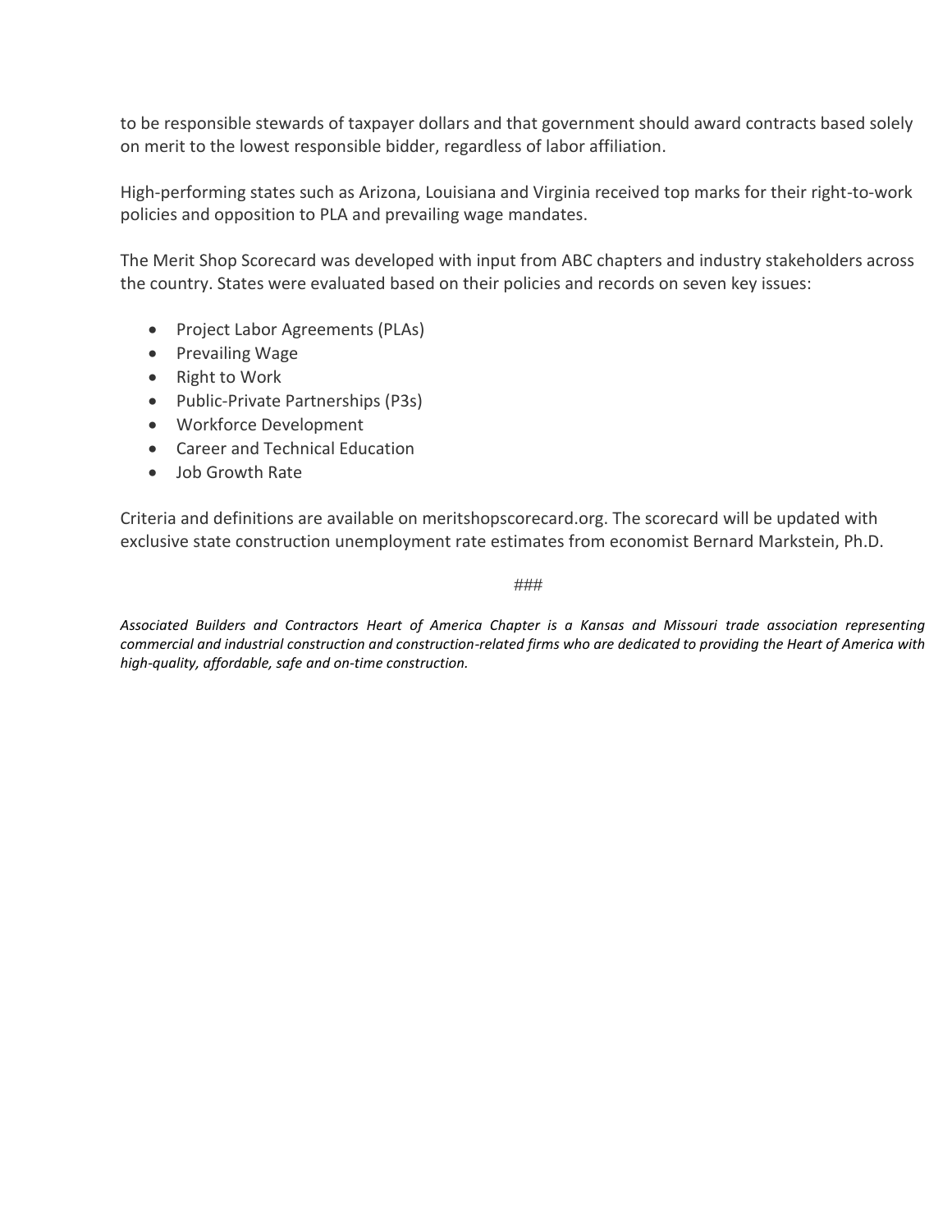to be responsible stewards of taxpayer dollars and that government should award contracts based solely on merit to the lowest responsible bidder, regardless of labor affiliation.

High-performing states such as Arizona, Louisiana and Virginia received top marks for their right-to-work policies and opposition to PLA and prevailing wage mandates.

The Merit Shop Scorecard was developed with input from ABC chapters and industry stakeholders across the country. States were evaluated based on their policies and records on seven key issues:

- Project Labor Agreements (PLAs)
- Prevailing Wage
- Right to Work
- Public-Private Partnerships (P3s)
- Workforce Development
- Career and Technical Education
- Job Growth Rate

Criteria and definitions are available on meritshopscorecard.org. The scorecard will be updated with exclusive state construction unemployment rate estimates from economist Bernard Markstein, Ph.D.

###

*Associated Builders and Contractors Heart of America Chapter is a Kansas and Missouri trade association representing commercial and industrial construction and construction-related firms who are dedicated to providing the Heart of America with high-quality, affordable, safe and on-time construction.*